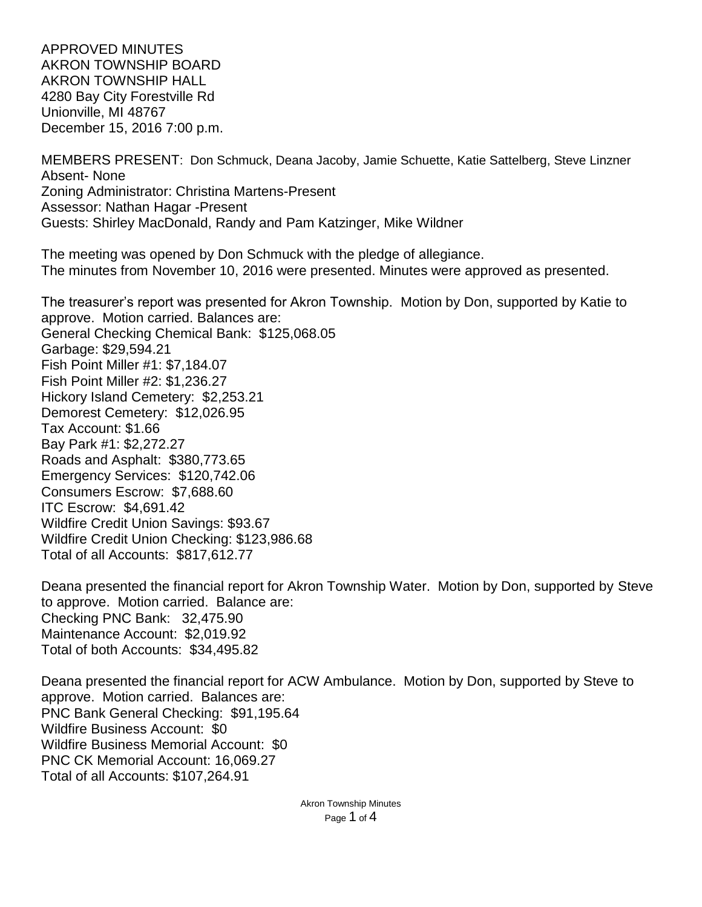APPROVED MINUTES
AKRON TOWNSHIP BOARD
AKRON TOWNSHIP HALL
4280 Bay City Forestville Rd
Unionville, MI 48767
December 15, 2016 7:00 p.m.

MEMBERS PRESENT: Don Schmuck, Deana Jacoby, Jamie Schuette, Katie Sattelberg, Steve Linzner
Absent- None
Zoning Administrator: Christina Martens-Present
Assessor: Nathan Hagar -Present
Guests: Shirley MacDonald, Randy and Pam Katzinger, Mike Wildner

The meeting was opened by Don Schmuck with the pledge of allegiance.
The minutes from November 10, 2016 were presented. Minutes were approved as presented.

The treasurer's report was presented for Akron Township. Motion by Don, supported by Katie to approve. Motion carried. Balances are:
General Checking Chemical Bank: $125,068.05
Garbage: $29,594.21
Fish Point Miller #1: $7,184.07
Fish Point Miller #2: $1,236.27
Hickory Island Cemetery: $2,253.21
Demorest Cemetery: $12,026.95
Tax Account: $1.66
Bay Park #1: $2,272.27
Roads and Asphalt: $380,773.65
Emergency Services: $120,742.06
Consumers Escrow: $7,688.60
ITC Escrow: $4,691.42
Wildfire Credit Union Savings: $93.67
Wildfire Credit Union Checking: $123,986.68
Total of all Accounts: $817,612.77

Deana presented the financial report for Akron Township Water. Motion by Don, supported by Steve to approve. Motion carried. Balance are:
Checking PNC Bank: 32,475.90
Maintenance Account: $2,019.92
Total of both Accounts: $34,495.82

Deana presented the financial report for ACW Ambulance. Motion by Don, supported by Steve to approve. Motion carried. Balances are:
PNC Bank General Checking: $91,195.64
Wildfire Business Account: $0
Wildfire Business Memorial Account: $0
PNC CK Memorial Account: 16,069.27
Total of all Accounts: $107,264.91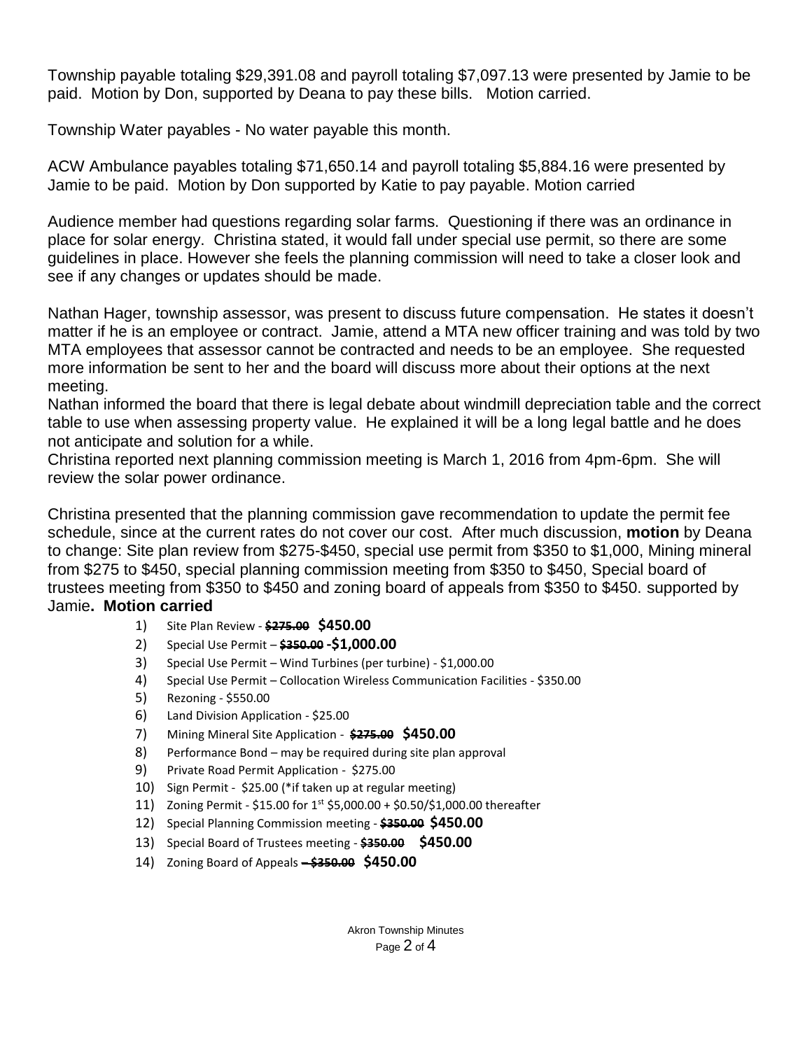Township payable totaling $29,391.08 and payroll totaling $7,097.13 were presented by Jamie to be paid. Motion by Don, supported by Deana to pay these bills. Motion carried.

Township Water payables - No water payable this month.

ACW Ambulance payables totaling $71,650.14 and payroll totaling $5,884.16 were presented by Jamie to be paid. Motion by Don supported by Katie to pay payable. Motion carried

Audience member had questions regarding solar farms. Questioning if there was an ordinance in place for solar energy. Christina stated, it would fall under special use permit, so there are some guidelines in place. However she feels the planning commission will need to take a closer look and see if any changes or updates should be made.

Nathan Hager, township assessor, was present to discuss future compensation. He states it doesn't matter if he is an employee or contract. Jamie, attend a MTA new officer training and was told by two MTA employees that assessor cannot be contracted and needs to be an employee. She requested more information be sent to her and the board will discuss more about their options at the next meeting.

Nathan informed the board that there is legal debate about windmill depreciation table and the correct table to use when assessing property value. He explained it will be a long legal battle and he does not anticipate and solution for a while.

Christina reported next planning commission meeting is March 1, 2016 from 4pm-6pm. She will review the solar power ordinance.

Christina presented that the planning commission gave recommendation to update the permit fee schedule, since at the current rates do not cover our cost. After much discussion, **motion** by Deana to change: Site plan review from $275-$450, special use permit from $350 to $1,000, Mining mineral from $275 to $450, special planning commission meeting from $350 to $450, Special board of trustees meeting from $350 to $450 and zoning board of appeals from $350 to $450. supported by Jamie**. Motion carried**

1) Site Plan Review - ~~$275.00~~ **$450.00**
2) Special Use Permit – ~~$350.00~~ **-$1,000.00**
3) Special Use Permit – Wind Turbines (per turbine) - $1,000.00
4) Special Use Permit – Collocation Wireless Communication Facilities - $350.00
5) Rezoning - $550.00
6) Land Division Application - $25.00
7) Mining Mineral Site Application - ~~$275.00~~ **$450.00**
8) Performance Bond – may be required during site plan approval
9) Private Road Permit Application - $275.00
10) Sign Permit - $25.00 (*if taken up at regular meeting)
11) Zoning Permit - $15.00 for 1st $5,000.00 + $0.50/$1,000.00 thereafter
12) Special Planning Commission meeting - ~~$350.00~~ **$450.00**
13) Special Board of Trustees meeting - ~~$350.00~~ **$450.00**
14) Zoning Board of Appeals ~~– $350.00~~ **$450.00**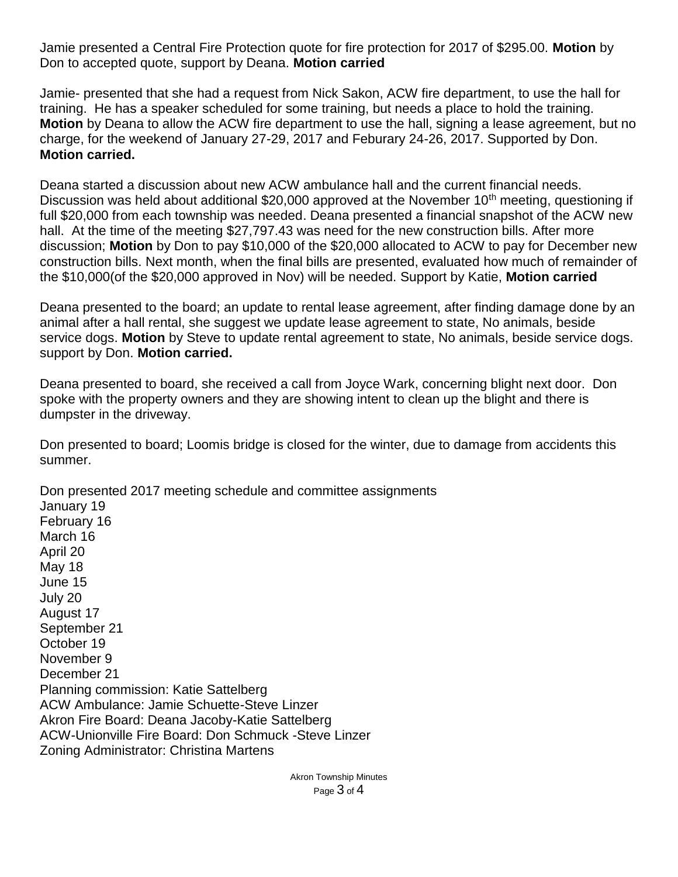Jamie presented a Central Fire Protection quote for fire protection for 2017 of $295.00. **Motion** by Don to accepted quote, support by Deana. **Motion carried**

Jamie- presented that she had a request from Nick Sakon, ACW fire department, to use the hall for training. He has a speaker scheduled for some training, but needs a place to hold the training. **Motion** by Deana to allow the ACW fire department to use the hall, signing a lease agreement, but no charge, for the weekend of January 27-29, 2017 and Feburary 24-26, 2017. Supported by Don. **Motion carried.**

Deana started a discussion about new ACW ambulance hall and the current financial needs. Discussion was held about additional $20,000 approved at the November 10th meeting, questioning if full $20,000 from each township was needed. Deana presented a financial snapshot of the ACW new hall. At the time of the meeting $27,797.43 was need for the new construction bills. After more discussion; **Motion** by Don to pay $10,000 of the $20,000 allocated to ACW to pay for December new construction bills. Next month, when the final bills are presented, evaluated how much of remainder of the $10,000(of the $20,000 approved in Nov) will be needed. Support by Katie, **Motion carried**

Deana presented to the board; an update to rental lease agreement, after finding damage done by an animal after a hall rental, she suggest we update lease agreement to state, No animals, beside service dogs. **Motion** by Steve to update rental agreement to state, No animals, beside service dogs. support by Don. **Motion carried.**

Deana presented to board, she received a call from Joyce Wark, concerning blight next door. Don spoke with the property owners and they are showing intent to clean up the blight and there is dumpster in the driveway.

Don presented to board; Loomis bridge is closed for the winter, due to damage from accidents this summer.

Don presented 2017 meeting schedule and committee assignments
January 19
February 16
March 16
April 20
May 18
June 15
July 20
August 17
September 21
October 19
November 9
December 21
Planning commission: Katie Sattelberg
ACW Ambulance: Jamie Schuette-Steve Linzer
Akron Fire Board: Deana Jacoby-Katie Sattelberg
ACW-Unionville Fire Board: Don Schmuck -Steve Linzer
Zoning Administrator: Christina Martens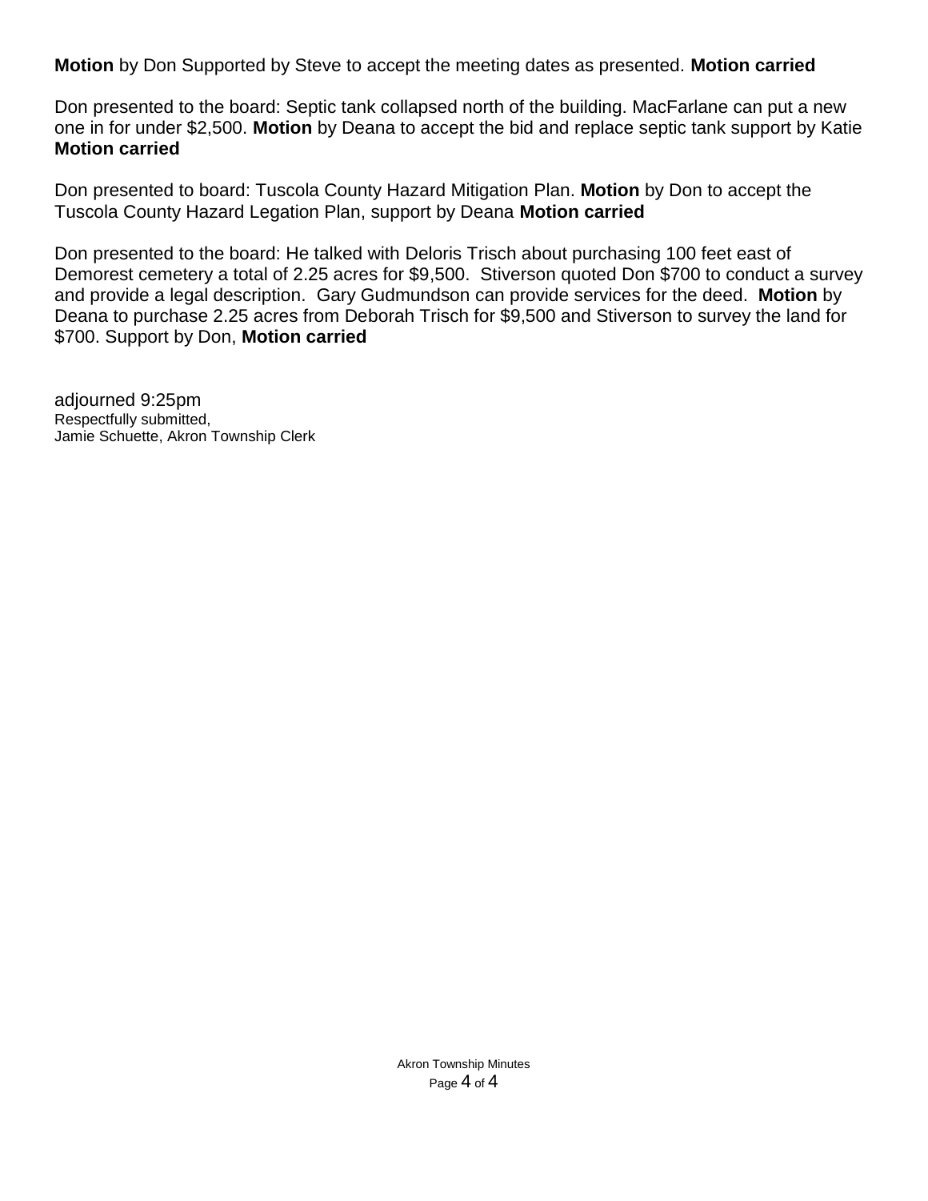**Motion** by Don Supported by Steve to accept the meeting dates as presented. **Motion carried**

Don presented to the board: Septic tank collapsed north of the building. MacFarlane can put a new one in for under $2,500. **Motion** by Deana to accept the bid and replace septic tank support by Katie **Motion carried**

Don presented to board: Tuscola County Hazard Mitigation Plan. **Motion** by Don to accept the Tuscola County Hazard Legation Plan, support by Deana **Motion carried**

Don presented to the board: He talked with Deloris Trisch about purchasing 100 feet east of Demorest cemetery a total of 2.25 acres for $9,500. Stiverson quoted Don $700 to conduct a survey and provide a legal description. Gary Gudmundson can provide services for the deed. **Motion** by Deana to purchase 2.25 acres from Deborah Trisch for $9,500 and Stiverson to survey the land for $700. Support by Don, **Motion carried**

adjourned 9:25pm
Respectfully submitted,
Jamie Schuette, Akron Township Clerk